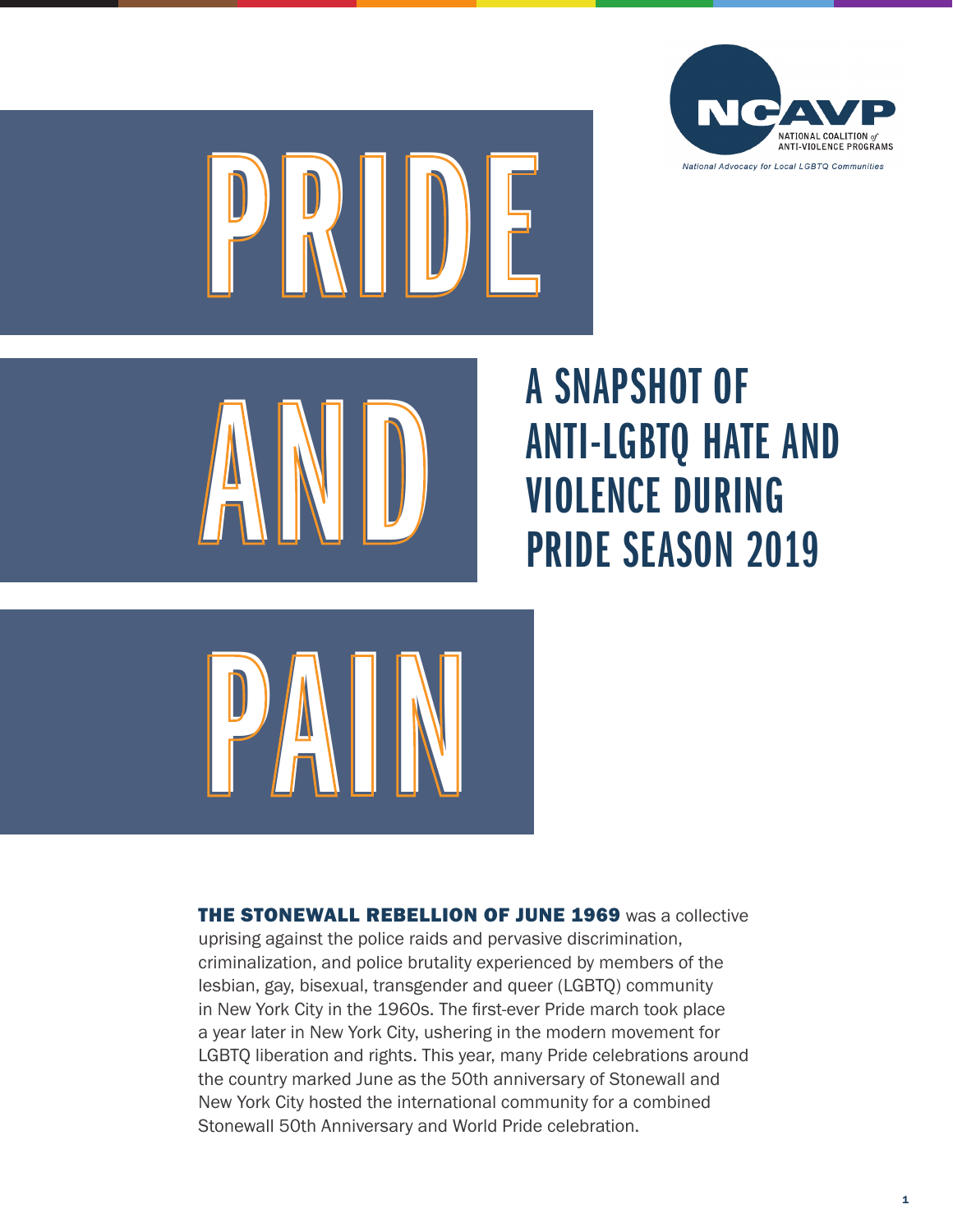NCAVP
NATIONAL COALITION of ANTI-VIOLENCE PROGRAMS
*National Advocacy for Local LGBTQ Communities*

# PRIDE AND PAIN

## A SNAPSHOT OF ANTI-LGBTQ HATE AND VIOLENCE DURING PRIDE SEASON 2019

**THE STONEWALL REBELLION OF JUNE 1969** was a collective uprising against the police raids and pervasive discrimination, criminalization, and police brutality experienced by members of the lesbian, gay, bisexual, transgender and queer (LGBTQ) community in New York City in the 1960s. The first-ever Pride march took place a year later in New York City, ushering in the modern movement for LGBTQ liberation and rights. This year, many Pride celebrations around the country marked June as the 50th anniversary of Stonewall and New York City hosted the international community for a combined Stonewall 50th Anniversary and World Pride celebration.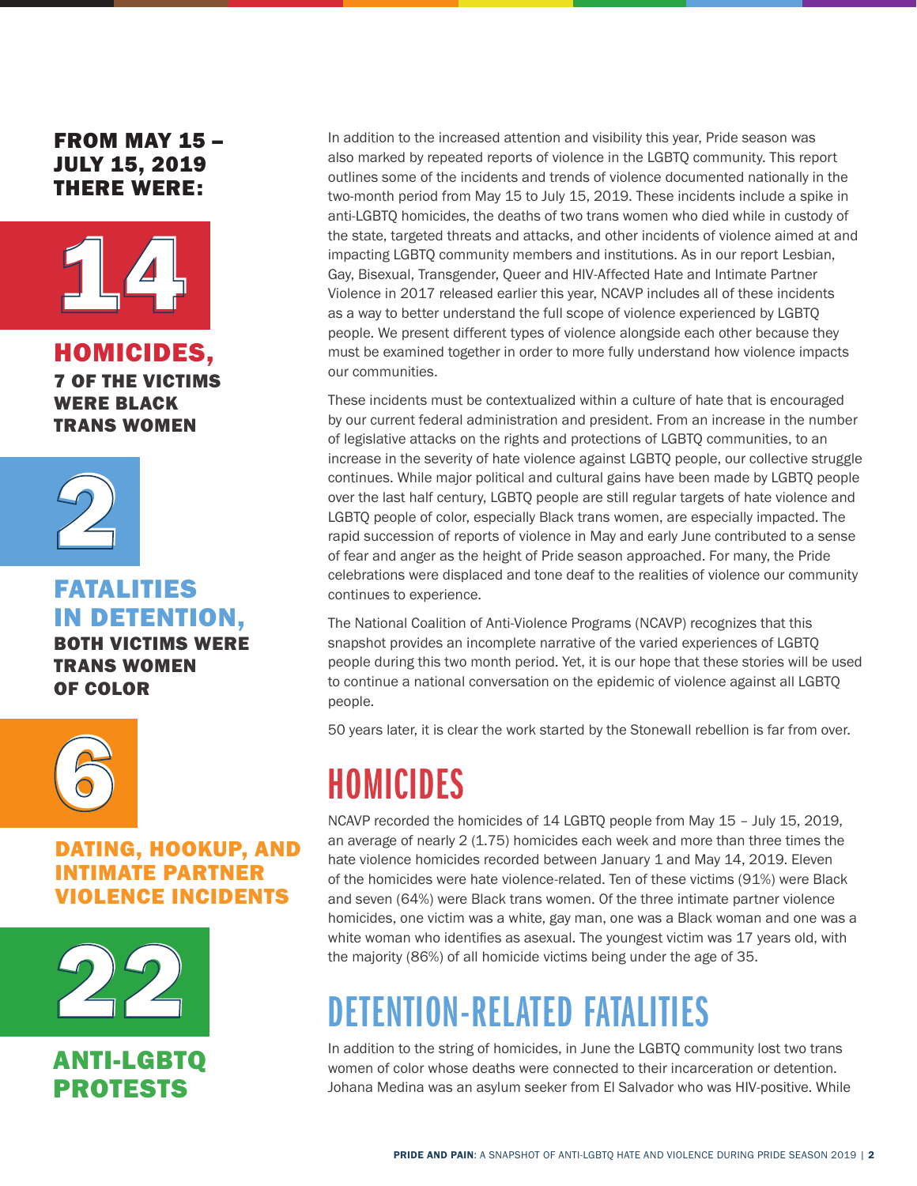**FROM MAY 15 – JULY 15, 2019 THERE WERE:**

**14**

**HOMICIDES, 7 OF THE VICTIMS WERE BLACK TRANS WOMEN**

**2**

**FATALITIES IN DETENTION, BOTH VICTIMS WERE TRANS WOMEN OF COLOR**

**6**

**DATING, HOOKUP, AND INTIMATE PARTNER VIOLENCE INCIDENTS**

**22**

**ANTI-LGBTQ PROTESTS**

In addition to the increased attention and visibility this year, Pride season was also marked by repeated reports of violence in the LGBTQ community. This report outlines some of the incidents and trends of violence documented nationally in the two-month period from May 15 to July 15, 2019. These incidents include a spike in anti-LGBTQ homicides, the deaths of two trans women who died while in custody of the state, targeted threats and attacks, and other incidents of violence aimed at and impacting LGBTQ community members and institutions. As in our report Lesbian, Gay, Bisexual, Transgender, Queer and HIV-Affected Hate and Intimate Partner Violence in 2017 released earlier this year, NCAVP includes all of these incidents as a way to better understand the full scope of violence experienced by LGBTQ people. We present different types of violence alongside each other because they must be examined together in order to more fully understand how violence impacts our communities.

These incidents must be contextualized within a culture of hate that is encouraged by our current federal administration and president. From an increase in the number of legislative attacks on the rights and protections of LGBTQ communities, to an increase in the severity of hate violence against LGBTQ people, our collective struggle continues. While major political and cultural gains have been made by LGBTQ people over the last half century, LGBTQ people are still regular targets of hate violence and LGBTQ people of color, especially Black trans women, are especially impacted. The rapid succession of reports of violence in May and early June contributed to a sense of fear and anger as the height of Pride season approached. For many, the Pride celebrations were displaced and tone deaf to the realities of violence our community continues to experience.

The National Coalition of Anti-Violence Programs (NCAVP) recognizes that this snapshot provides an incomplete narrative of the varied experiences of LGBTQ people during this two month period. Yet, it is our hope that these stories will be used to continue a national conversation on the epidemic of violence against all LGBTQ people.

50 years later, it is clear the work started by the Stonewall rebellion is far from over.

# HOMICIDES

NCAVP recorded the homicides of 14 LGBTQ people from May 15 – July 15, 2019, an average of nearly 2 (1.75) homicides each week and more than three times the hate violence homicides recorded between January 1 and May 14, 2019. Eleven of the homicides were hate violence-related. Ten of these victims (91%) were Black and seven (64%) were Black trans women. Of the three intimate partner violence homicides, one victim was a white, gay man, one was a Black woman and one was a white woman who identifies as asexual. The youngest victim was 17 years old, with the majority (86%) of all homicide victims being under the age of 35.

# DETENTION-RELATED FATALITIES

In addition to the string of homicides, in June the LGBTQ community lost two trans women of color whose deaths were connected to their incarceration or detention. Johana Medina was an asylum seeker from El Salvador who was HIV-positive. While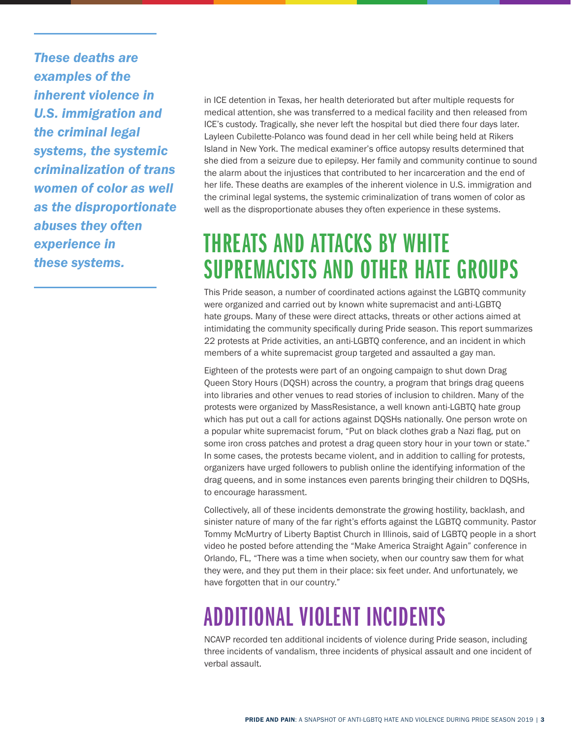*These deaths are examples of the inherent violence in U.S. immigration and the criminal legal systems, the systemic criminalization of trans women of color as well as the disproportionate abuses they often experience in these systems.*

in ICE detention in Texas, her health deteriorated but after multiple requests for medical attention, she was transferred to a medical facility and then released from ICE's custody. Tragically, she never left the hospital but died there four days later. Layleen Cubilette-Polanco was found dead in her cell while being held at Rikers Island in New York. The medical examiner's office autopsy results determined that she died from a seizure due to epilepsy. Her family and community continue to sound the alarm about the injustices that contributed to her incarceration and the end of her life. These deaths are examples of the inherent violence in U.S. immigration and the criminal legal systems, the systemic criminalization of trans women of color as well as the disproportionate abuses they often experience in these systems.

## THREATS AND ATTACKS BY WHITE SUPREMACISTS AND OTHER HATE GROUPS

This Pride season, a number of coordinated actions against the LGBTQ community were organized and carried out by known white supremacist and anti-LGBTQ hate groups. Many of these were direct attacks, threats or other actions aimed at intimidating the community specifically during Pride season. This report summarizes 22 protests at Pride activities, an anti-LGBTQ conference, and an incident in which members of a white supremacist group targeted and assaulted a gay man.

Eighteen of the protests were part of an ongoing campaign to shut down Drag Queen Story Hours (DQSH) across the country, a program that brings drag queens into libraries and other venues to read stories of inclusion to children. Many of the protests were organized by MassResistance, a well known anti-LGBTQ hate group which has put out a call for actions against DQSHs nationally. One person wrote on a popular white supremacist forum, "Put on black clothes grab a Nazi flag, put on some iron cross patches and protest a drag queen story hour in your town or state." In some cases, the protests became violent, and in addition to calling for protests, organizers have urged followers to publish online the identifying information of the drag queens, and in some instances even parents bringing their children to DQSHs, to encourage harassment.

Collectively, all of these incidents demonstrate the growing hostility, backlash, and sinister nature of many of the far right's efforts against the LGBTQ community. Pastor Tommy McMurtry of Liberty Baptist Church in Illinois, said of LGBTQ people in a short video he posted before attending the "Make America Straight Again" conference in Orlando, FL, "There was a time when society, when our country saw them for what they were, and they put them in their place: six feet under. And unfortunately, we have forgotten that in our country."

## ADDITIONAL VIOLENT INCIDENTS

NCAVP recorded ten additional incidents of violence during Pride season, including three incidents of vandalism, three incidents of physical assault and one incident of verbal assault.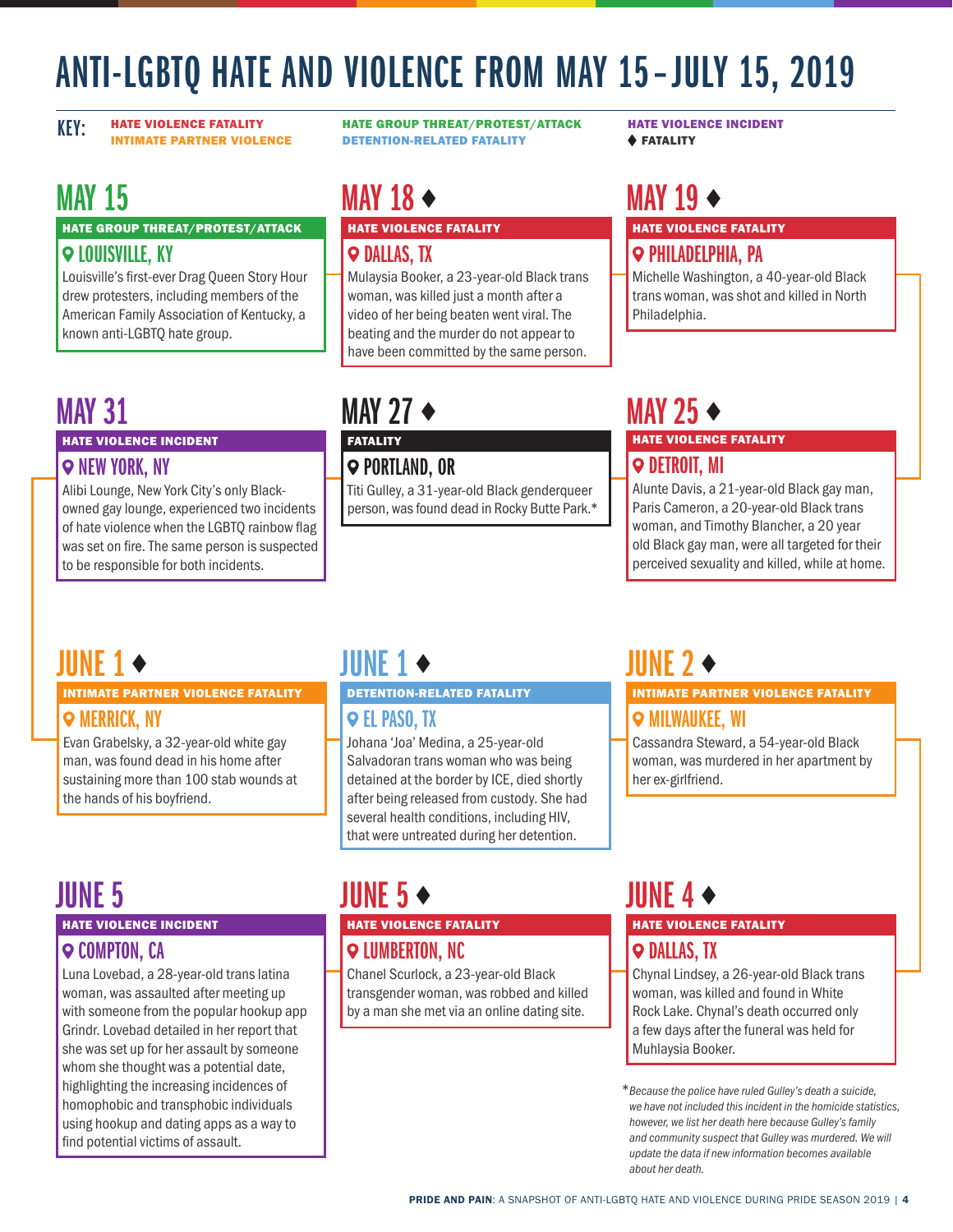# ANTI-LGBTQ HATE AND VIOLENCE FROM MAY 15–JULY 15, 2019

**KEY:** HATE VIOLENCE FATALITY | INTIMATE PARTNER VIOLENCE | HATE GROUP THREAT/PROTEST/ATTACK | DETENTION-RELATED FATALITY | HATE VIOLENCE INCIDENT | ♦ FATALITY

## MAY 15

**HATE GROUP THREAT/PROTEST/ATTACK**

**LOUISVILLE, KY**

Louisville's first-ever Drag Queen Story Hour drew protesters, including members of the American Family Association of Kentucky, a known anti-LGBTQ hate group.

## MAY 18 ♦

**HATE VIOLENCE FATALITY**

**DALLAS, TX**

Mulaysia Booker, a 23-year-old Black trans woman, was killed just a month after a video of her being beaten went viral. The beating and the murder do not appear to have been committed by the same person.

## MAY 19 ♦

**HATE VIOLENCE FATALITY**

**PHILADELPHIA, PA**

Michelle Washington, a 40-year-old Black trans woman, was shot and killed in North Philadelphia.

## MAY 25 ♦

**HATE VIOLENCE FATALITY**

**DETROIT, MI**

Alunte Davis, a 21-year-old Black gay man, Paris Cameron, a 20-year-old Black trans woman, and Timothy Blancher, a 20 year old Black gay man, were all targeted for their perceived sexuality and killed, while at home.

## MAY 27 ♦

**FATALITY**

**PORTLAND, OR**

Titi Gulley, a 31-year-old Black genderqueer person, was found dead in Rocky Butte Park.*

## MAY 31

**HATE VIOLENCE INCIDENT**

**NEW YORK, NY**

Alibi Lounge, New York City's only Black-owned gay lounge, experienced two incidents of hate violence when the LGBTQ rainbow flag was set on fire. The same person is suspected to be responsible for both incidents.

## JUNE 1 ♦

**INTIMATE PARTNER VIOLENCE FATALITY**

**MERRICK, NY**

Evan Grabelsky, a 32-year-old white gay man, was found dead in his home after sustaining more than 100 stab wounds at the hands of his boyfriend.

## JUNE 1 ♦

**DETENTION-RELATED FATALITY**

**EL PASO, TX**

Johana 'Joa' Medina, a 25-year-old Salvadoran trans woman who was being detained at the border by ICE, died shortly after being released from custody. She had several health conditions, including HIV, that were untreated during her detention.

## JUNE 2 ♦

**INTIMATE PARTNER VIOLENCE FATALITY**

**MILWAUKEE, WI**

Cassandra Steward, a 54-year-old Black woman, was murdered in her apartment by her ex-girlfriend.

## JUNE 4 ♦

**HATE VIOLENCE FATALITY**

**DALLAS, TX**

Chynal Lindsey, a 26-year-old Black trans woman, was killed and found in White Rock Lake. Chynal's death occurred only a few days after the funeral was held for Muhlaysia Booker.

## JUNE 5 ♦

**HATE VIOLENCE FATALITY**

**LUMBERTON, NC**

Chanel Scurlock, a 23-year-old Black transgender woman, was robbed and killed by a man she met via an online dating site.

## JUNE 5

**HATE VIOLENCE INCIDENT**

**COMPTON, CA**

Luna Lovebad, a 28-year-old trans latina woman, was assaulted after meeting up with someone from the popular hookup app Grindr. Lovebad detailed in her report that she was set up for her assault by someone whom she thought was a potential date, highlighting the increasing incidences of homophobic and transphobic individuals using hookup and dating apps as a way to find potential victims of assault.

*\*Because the police have ruled Gulley's death a suicide, we have not included this incident in the homicide statistics, however, we list her death here because Gulley's family and community suspect that Gulley was murdered. We will update the data if new information becomes available about her death.*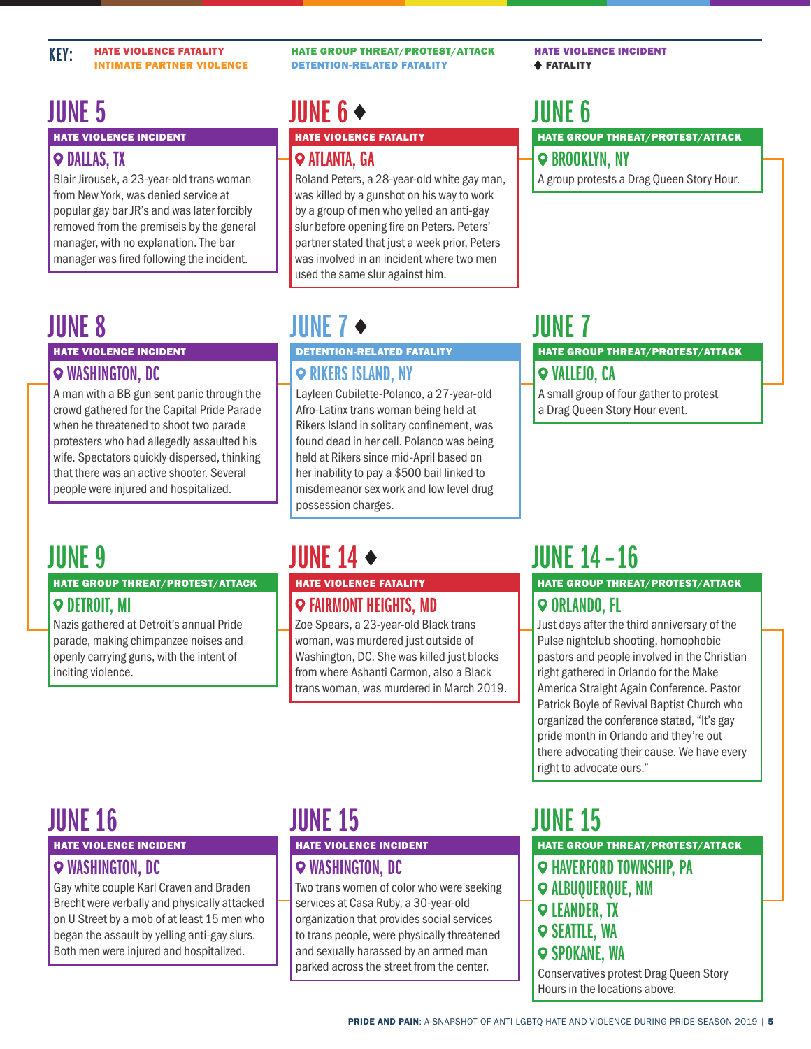KEY: HATE VIOLENCE FATALITY | INTIMATE PARTNER VIOLENCE | HATE GROUP THREAT/PROTEST/ATTACK | DETENTION-RELATED FATALITY | HATE VIOLENCE INCIDENT | ♦ FATALITY

## JUNE 5

**HATE VIOLENCE INCIDENT**

**DALLAS, TX**

Blair Jirousek, a 23-year-old trans woman from New York, was denied service at popular gay bar JR's and was later forcibly removed from the premiseis by the general manager, with no explanation. The bar manager was fired following the incident.

## JUNE 6 ♦

**HATE VIOLENCE FATALITY**

**ATLANTA, GA**

Roland Peters, a 28-year-old white gay man, was killed by a gunshot on his way to work by a group of men who yelled an anti-gay slur before opening fire on Peters. Peters' partner stated that just a week prior, Peters was involved in an incident where two men used the same slur against him.

## JUNE 6

**HATE GROUP THREAT/PROTEST/ATTACK**

**BROOKLYN, NY**

A group protests a Drag Queen Story Hour.

## JUNE 7

**HATE GROUP THREAT/PROTEST/ATTACK**

**VALLEJO, CA**

A small group of four gather to protest a Drag Queen Story Hour event.

## JUNE 7 ♦

**DETENTION-RELATED FATALITY**

**RIKERS ISLAND, NY**

Layleen Cubilette-Polanco, a 27-year-old Afro-Latinx trans woman being held at Rikers Island in solitary confinement, was found dead in her cell. Polanco was being held at Rikers since mid-April based on her inability to pay a $500 bail linked to misdemeanor sex work and low level drug possession charges.

## JUNE 8

**HATE VIOLENCE INCIDENT**

**WASHINGTON, DC**

A man with a BB gun sent panic through the crowd gathered for the Capital Pride Parade when he threatened to shoot two parade protesters who had allegedly assaulted his wife. Spectators quickly dispersed, thinking that there was an active shooter. Several people were injured and hospitalized.

## JUNE 9

**HATE GROUP THREAT/PROTEST/ATTACK**

**DETROIT, MI**

Nazis gathered at Detroit's annual Pride parade, making chimpanzee noises and openly carrying guns, with the intent of inciting violence.

## JUNE 14 ♦

**HATE VIOLENCE FATALITY**

**FAIRMONT HEIGHTS, MD**

Zoe Spears, a 23-year-old Black trans woman, was murdered just outside of Washington, DC. She was killed just blocks from where Ashanti Carmon, also a Black trans woman, was murdered in March 2019.

## JUNE 14 – 16

**HATE GROUP THREAT/PROTEST/ATTACK**

**ORLANDO, FL**

Just days after the third anniversary of the Pulse nightclub shooting, homophobic pastors and people involved in the Christian right gathered in Orlando for the Make America Straight Again Conference. Pastor Patrick Boyle of Revival Baptist Church who organized the conference stated, "It's gay pride month in Orlando and they're out there advocating their cause. We have every right to advocate ours."

## JUNE 15

**HATE GROUP THREAT/PROTEST/ATTACK**

**HAVERFORD TOWNSHIP, PA**

**ALBUQUERQUE, NM**

**LEANDER, TX**

**SEATTLE, WA**

**SPOKANE, WA**

Conservatives protest Drag Queen Story Hours in the locations above.

## JUNE 15

**HATE VIOLENCE INCIDENT**

**WASHINGTON, DC**

Two trans women of color who were seeking services at Casa Ruby, a 30-year-old organization that provides social services to trans people, were physically threatened and sexually harassed by an armed man parked across the street from the center.

## JUNE 16

**HATE VIOLENCE INCIDENT**

**WASHINGTON, DC**

Gay white couple Karl Craven and Braden Brecht were verbally and physically attacked on U Street by a mob of at least 15 men who began the assault by yelling anti-gay slurs. Both men were injured and hospitalized.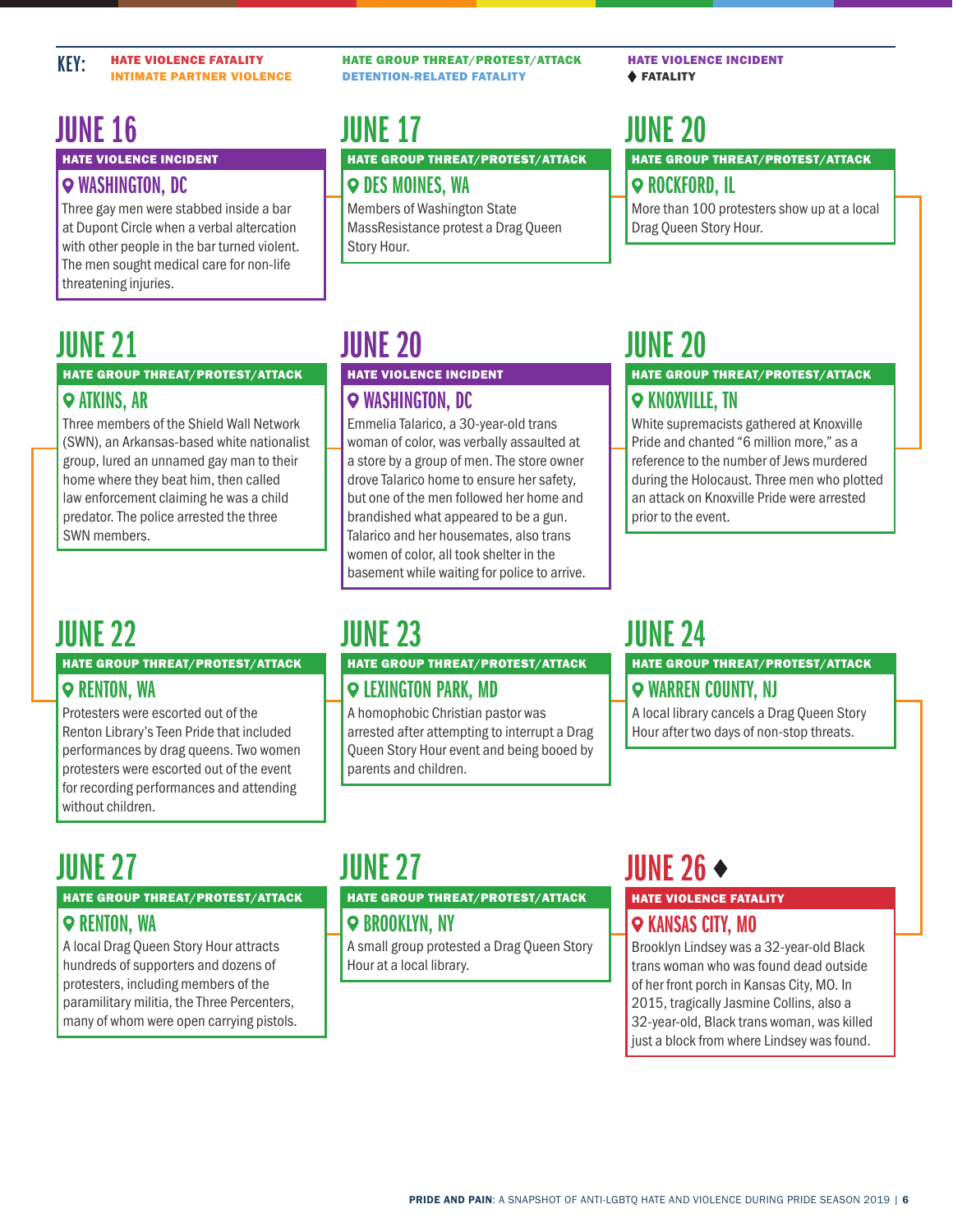KEY:
- HATE VIOLENCE FATALITY
- INTIMATE PARTNER VIOLENCE
- HATE GROUP THREAT/PROTEST/ATTACK
- DETENTION-RELATED FATALITY
- HATE VIOLENCE INCIDENT
- ♦ FATALITY

## JUNE 16

**HATE VIOLENCE INCIDENT**

### WASHINGTON, DC

Three gay men were stabbed inside a bar at Dupont Circle when a verbal altercation with other people in the bar turned violent. The men sought medical care for non-life threatening injuries.

## JUNE 17

**HATE GROUP THREAT/PROTEST/ATTACK**

### DES MOINES, WA

Members of Washington State MassResistance protest a Drag Queen Story Hour.

## JUNE 20

**HATE GROUP THREAT/PROTEST/ATTACK**

### ROCKFORD, IL

More than 100 protesters show up at a local Drag Queen Story Hour.

## JUNE 20

**HATE GROUP THREAT/PROTEST/ATTACK**

### KNOXVILLE, TN

White supremacists gathered at Knoxville Pride and chanted "6 million more," as a reference to the number of Jews murdered during the Holocaust. Three men who plotted an attack on Knoxville Pride were arrested prior to the event.

## JUNE 20

**HATE VIOLENCE INCIDENT**

### WASHINGTON, DC

Emmelia Talarico, a 30-year-old trans woman of color, was verbally assaulted at a store by a group of men. The store owner drove Talarico home to ensure her safety, but one of the men followed her home and brandished what appeared to be a gun. Talarico and her housemates, also trans women of color, all took shelter in the basement while waiting for police to arrive.

## JUNE 21

**HATE GROUP THREAT/PROTEST/ATTACK**

### ATKINS, AR

Three members of the Shield Wall Network (SWN), an Arkansas-based white nationalist group, lured an unnamed gay man to their home where they beat him, then called law enforcement claiming he was a child predator. The police arrested the three SWN members.

## JUNE 22

**HATE GROUP THREAT/PROTEST/ATTACK**

### RENTON, WA

Protesters were escorted out of the Renton Library's Teen Pride that included performances by drag queens. Two women protesters were escorted out of the event for recording performances and attending without children.

## JUNE 23

**HATE GROUP THREAT/PROTEST/ATTACK**

### LEXINGTON PARK, MD

A homophobic Christian pastor was arrested after attempting to interrupt a Drag Queen Story Hour event and being booed by parents and children.

## JUNE 24

**HATE GROUP THREAT/PROTEST/ATTACK**

### WARREN COUNTY, NJ

A local library cancels a Drag Queen Story Hour after two days of non-stop threats.

## JUNE 26 ♦

**HATE VIOLENCE FATALITY**

### KANSAS CITY, MO

Brooklyn Lindsey was a 32-year-old Black trans woman who was found dead outside of her front porch in Kansas City, MO. In 2015, tragically Jasmine Collins, also a 32-year-old, Black trans woman, was killed just a block from where Lindsey was found.

## JUNE 27

**HATE GROUP THREAT/PROTEST/ATTACK**

### BROOKLYN, NY

A small group protested a Drag Queen Story Hour at a local library.

## JUNE 27

**HATE GROUP THREAT/PROTEST/ATTACK**

### RENTON, WA

A local Drag Queen Story Hour attracts hundreds of supporters and dozens of protesters, including members of the paramilitary militia, the Three Percenters, many of whom were open carrying pistols.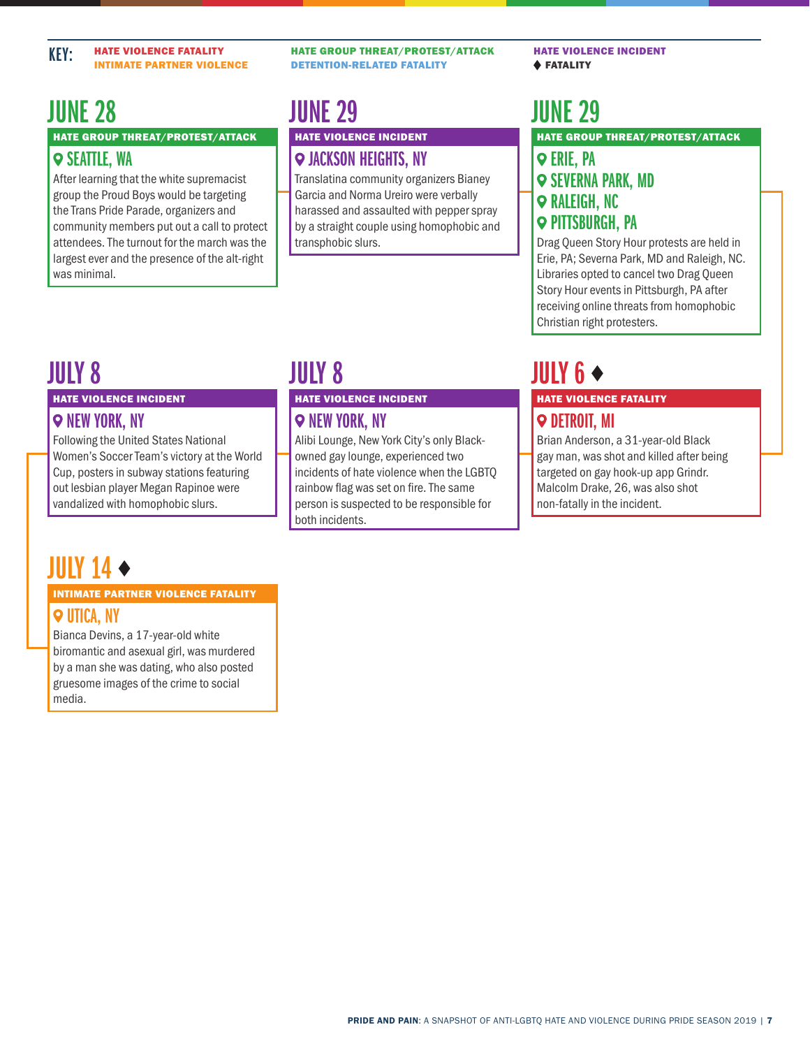KEY: HATE VIOLENCE FATALITY · INTIMATE PARTNER VIOLENCE · HATE GROUP THREAT/PROTEST/ATTACK · DETENTION-RELATED FATALITY · HATE VIOLENCE INCIDENT · ♦ FATALITY

## JUNE 28

**HATE GROUP THREAT/PROTEST/ATTACK**

### SEATTLE, WA

After learning that the white supremacist group the Proud Boys would be targeting the Trans Pride Parade, organizers and community members put out a call to protect attendees. The turnout for the march was the largest ever and the presence of the alt-right was minimal.

## JUNE 29

**HATE VIOLENCE INCIDENT**

### JACKSON HEIGHTS, NY

Translatina community organizers Bianey Garcia and Norma Ureiro were verbally harassed and assaulted with pepper spray by a straight couple using homophobic and transphobic slurs.

## JUNE 29

**HATE GROUP THREAT/PROTEST/ATTACK**

### ERIE, PA
### SEVERNA PARK, MD
### RALEIGH, NC
### PITTSBURGH, PA

Drag Queen Story Hour protests are held in Erie, PA; Severna Park, MD and Raleigh, NC. Libraries opted to cancel two Drag Queen Story Hour events in Pittsburgh, PA after receiving online threats from homophobic Christian right protesters.

## JULY 6 ♦

**HATE VIOLENCE FATALITY**

### DETROIT, MI

Brian Anderson, a 31-year-old Black gay man, was shot and killed after being targeted on gay hook-up app Grindr. Malcolm Drake, 26, was also shot non-fatally in the incident.

## JULY 8

**HATE VIOLENCE INCIDENT**

### NEW YORK, NY

Alibi Lounge, New York City's only Black-owned gay lounge, experienced two incidents of hate violence when the LGBTQ rainbow flag was set on fire. The same person is suspected to be responsible for both incidents.

## JULY 8

**HATE VIOLENCE INCIDENT**

### NEW YORK, NY

Following the United States National Women's Soccer Team's victory at the World Cup, posters in subway stations featuring out lesbian player Megan Rapinoe were vandalized with homophobic slurs.

## JULY 14 ♦

**INTIMATE PARTNER VIOLENCE FATALITY**

### UTICA, NY

Bianca Devins, a 17-year-old white biromantic and asexual girl, was murdered by a man she was dating, who also posted gruesome images of the crime to social media.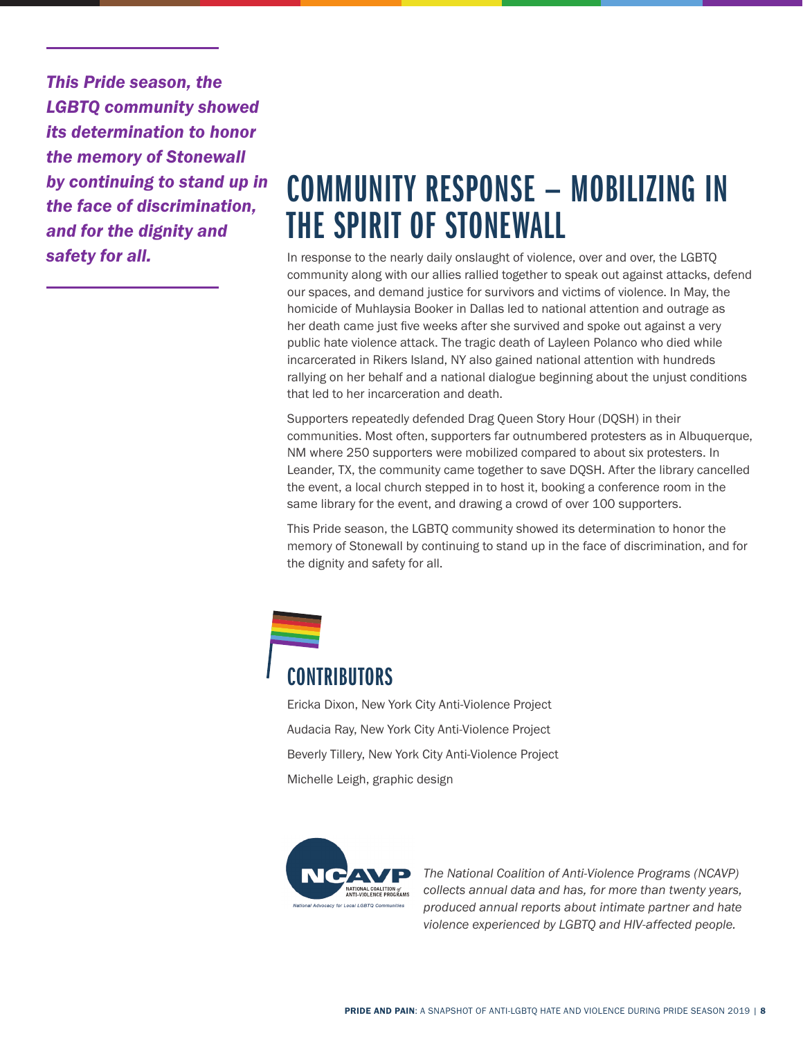*This Pride season, the LGBTQ community showed its determination to honor the memory of Stonewall by continuing to stand up in the face of discrimination, and for the dignity and safety for all.*

# COMMUNITY RESPONSE – MOBILIZING IN THE SPIRIT OF STONEWALL

In response to the nearly daily onslaught of violence, over and over, the LGBTQ community along with our allies rallied together to speak out against attacks, defend our spaces, and demand justice for survivors and victims of violence. In May, the homicide of Muhlaysia Booker in Dallas led to national attention and outrage as her death came just five weeks after she survived and spoke out against a very public hate violence attack. The tragic death of Layleen Polanco who died while incarcerated in Rikers Island, NY also gained national attention with hundreds rallying on her behalf and a national dialogue beginning about the unjust conditions that led to her incarceration and death.

Supporters repeatedly defended Drag Queen Story Hour (DQSH) in their communities. Most often, supporters far outnumbered protesters as in Albuquerque, NM where 250 supporters were mobilized compared to about six protesters. In Leander, TX, the community came together to save DQSH. After the library cancelled the event, a local church stepped in to host it, booking a conference room in the same library for the event, and drawing a crowd of over 100 supporters.

This Pride season, the LGBTQ community showed its determination to honor the memory of Stonewall by continuing to stand up in the face of discrimination, and for the dignity and safety for all.

## CONTRIBUTORS

Ericka Dixon, New York City Anti-Violence Project

Audacia Ray, New York City Anti-Violence Project

Beverly Tillery, New York City Anti-Violence Project

Michelle Leigh, graphic design

NCAVP
NATIONAL COALITION of ANTI-VIOLENCE PROGRAMS
National Advocacy for Local LGBTQ Communities

*The National Coalition of Anti-Violence Programs (NCAVP) collects annual data and has, for more than twenty years, produced annual reports about intimate partner and hate violence experienced by LGBTQ and HIV-affected people.*